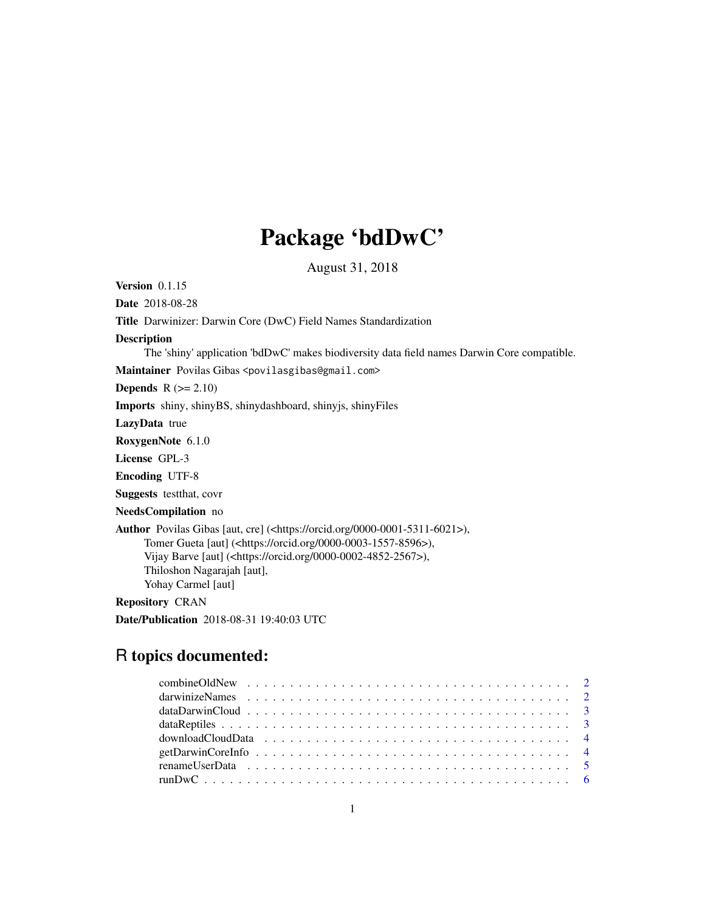# Package 'bdDwC'

August 31, 2018

**Version** 0.1.15

**Date** 2018-08-28

**Title** Darwinizer: Darwin Core (DwC) Field Names Standardization

**Description**
The 'shiny' application 'bdDwC' makes biodiversity data field names Darwin Core compatible.

**Maintainer** Povilas Gibas <povilasgibas@gmail.com>

**Depends** R (>= 2.10)

**Imports** shiny, shinyBS, shinydashboard, shinyjs, shinyFiles

**LazyData** true

**RoxygenNote** 6.1.0

**License** GPL-3

**Encoding** UTF-8

**Suggests** testthat, covr

**NeedsCompilation** no

**Author** Povilas Gibas [aut, cre] (<https://orcid.org/0000-0001-5311-6021>),
Tomer Gueta [aut] (<https://orcid.org/0000-0003-1557-8596>),
Vijay Barve [aut] (<https://orcid.org/0000-0002-4852-2567>),
Thiloshon Nagarajah [aut],
Yohay Carmel [aut]

**Repository** CRAN

**Date/Publication** 2018-08-31 19:40:03 UTC

## R topics documented:

- combineOldNew . . . . . . . . . . . . . . . . . . . . . . . . . . . . . . . . . . . . 2
- darwinizeNames . . . . . . . . . . . . . . . . . . . . . . . . . . . . . . . . . . . . 2
- dataDarwinCloud . . . . . . . . . . . . . . . . . . . . . . . . . . . . . . . . . . . 3
- dataReptiles . . . . . . . . . . . . . . . . . . . . . . . . . . . . . . . . . . . . . . 3
- downloadCloudData . . . . . . . . . . . . . . . . . . . . . . . . . . . . . . . . . 4
- getDarwinCoreInfo . . . . . . . . . . . . . . . . . . . . . . . . . . . . . . . . . . 4
- renameUserData . . . . . . . . . . . . . . . . . . . . . . . . . . . . . . . . . . . . 5
- runDwC . . . . . . . . . . . . . . . . . . . . . . . . . . . . . . . . . . . . . . . . . 6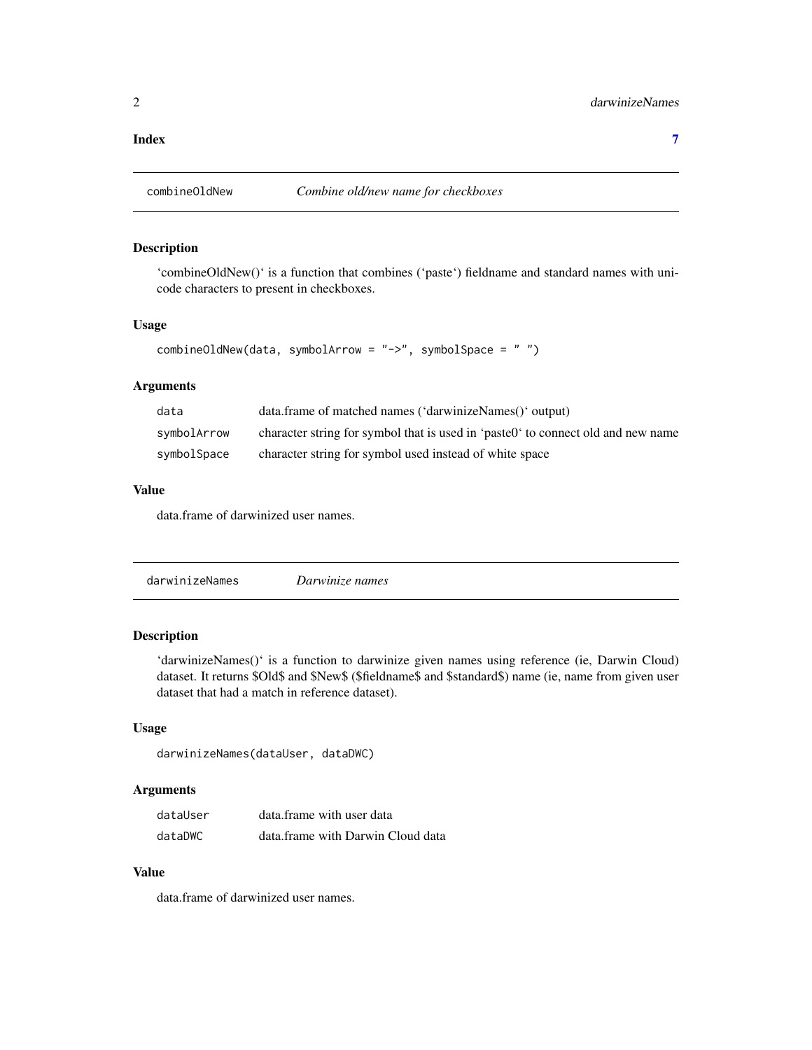**Index** **7**

## combineOldNew — *Combine old/new name for checkboxes*

### Description

'combineOldNew()' is a function that combines ('paste') fieldname and standard names with unicode characters to present in checkboxes.

### Usage

```
combineOldNew(data, symbolArrow = "->", symbolSpace = " ")
```

### Arguments

| | |
|---|---|
| `data` | data.frame of matched names ('darwinizeNames()' output) |
| `symbolArrow` | character string for symbol that is used in 'paste0' to connect old and new name |
| `symbolSpace` | character string for symbol used instead of white space |

### Value

data.frame of darwinized user names.

## darwinizeNames — *Darwinize names*

### Description

'darwinizeNames()' is a function to darwinize given names using reference (ie, Darwin Cloud) dataset. It returns $Old$ and $New$ ($fieldname$ and $standard$) name (ie, name from given user dataset that had a match in reference dataset).

### Usage

```
darwinizeNames(dataUser, dataDWC)
```

### Arguments

| | |
|---|---|
| `dataUser` | data.frame with user data |
| `dataDWC` | data.frame with Darwin Cloud data |

### Value

data.frame of darwinized user names.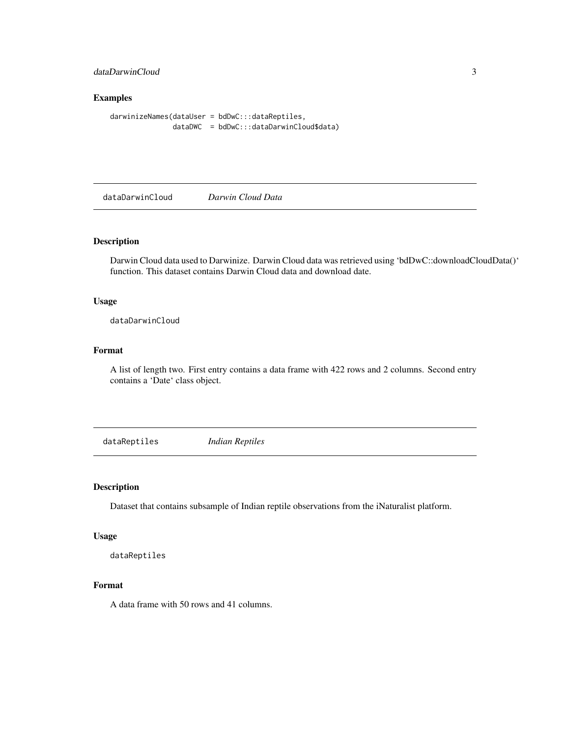## Examples

```
darwinizeNames(dataUser = bdDwC:::dataReptiles,
               dataDWC  = bdDwC:::dataDarwinCloud$data)
```

---

`dataDarwinCloud` *Darwin Cloud Data*

---

### Description

Darwin Cloud data used to Darwinize. Darwin Cloud data was retrieved using 'bdDwC::downloadCloudData()' function. This dataset contains Darwin Cloud data and download date.

### Usage

```
dataDarwinCloud
```

### Format

A list of length two. First entry contains a data frame with 422 rows and 2 columns. Second entry contains a 'Date' class object.

---

`dataReptiles` *Indian Reptiles*

---

### Description

Dataset that contains subsample of Indian reptile observations from the iNaturalist platform.

### Usage

```
dataReptiles
```

### Format

A data frame with 50 rows and 41 columns.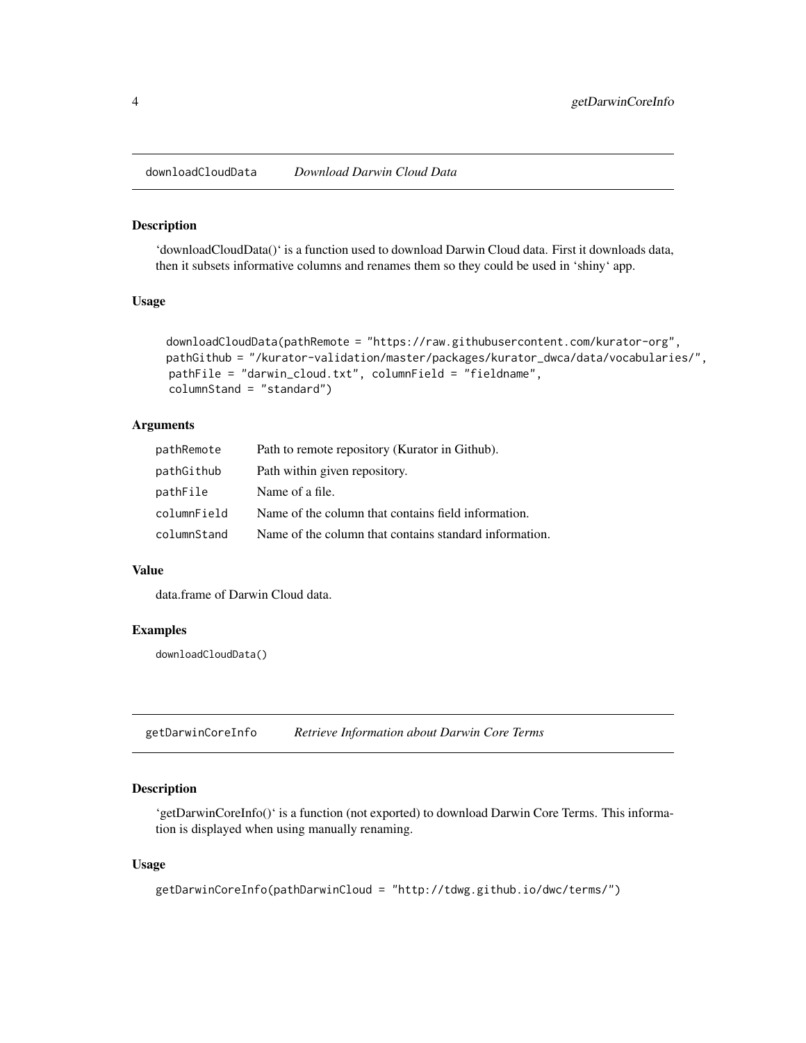## downloadCloudData *Download Darwin Cloud Data*

### Description

'downloadCloudData()' is a function used to download Darwin Cloud data. First it downloads data, then it subsets informative columns and renames them so they could be used in 'shiny' app.

### Usage

```
downloadCloudData(pathRemote = "https://raw.githubusercontent.com/kurator-org",
pathGithub = "/kurator-validation/master/packages/kurator_dwca/data/vocabularies/",
 pathFile = "darwin_cloud.txt", columnField = "fieldname",
 columnStand = "standard")
```

### Arguments

| | |
|---|---|
| pathRemote | Path to remote repository (Kurator in Github). |
| pathGithub | Path within given repository. |
| pathFile | Name of a file. |
| columnField | Name of the column that contains field information. |
| columnStand | Name of the column that contains standard information. |

### Value

data.frame of Darwin Cloud data.

### Examples

```
downloadCloudData()
```

## getDarwinCoreInfo *Retrieve Information about Darwin Core Terms*

### Description

'getDarwinCoreInfo()' is a function (not exported) to download Darwin Core Terms. This information is displayed when using manually renaming.

### Usage

```
getDarwinCoreInfo(pathDarwinCloud = "http://tdwg.github.io/dwc/terms/")
```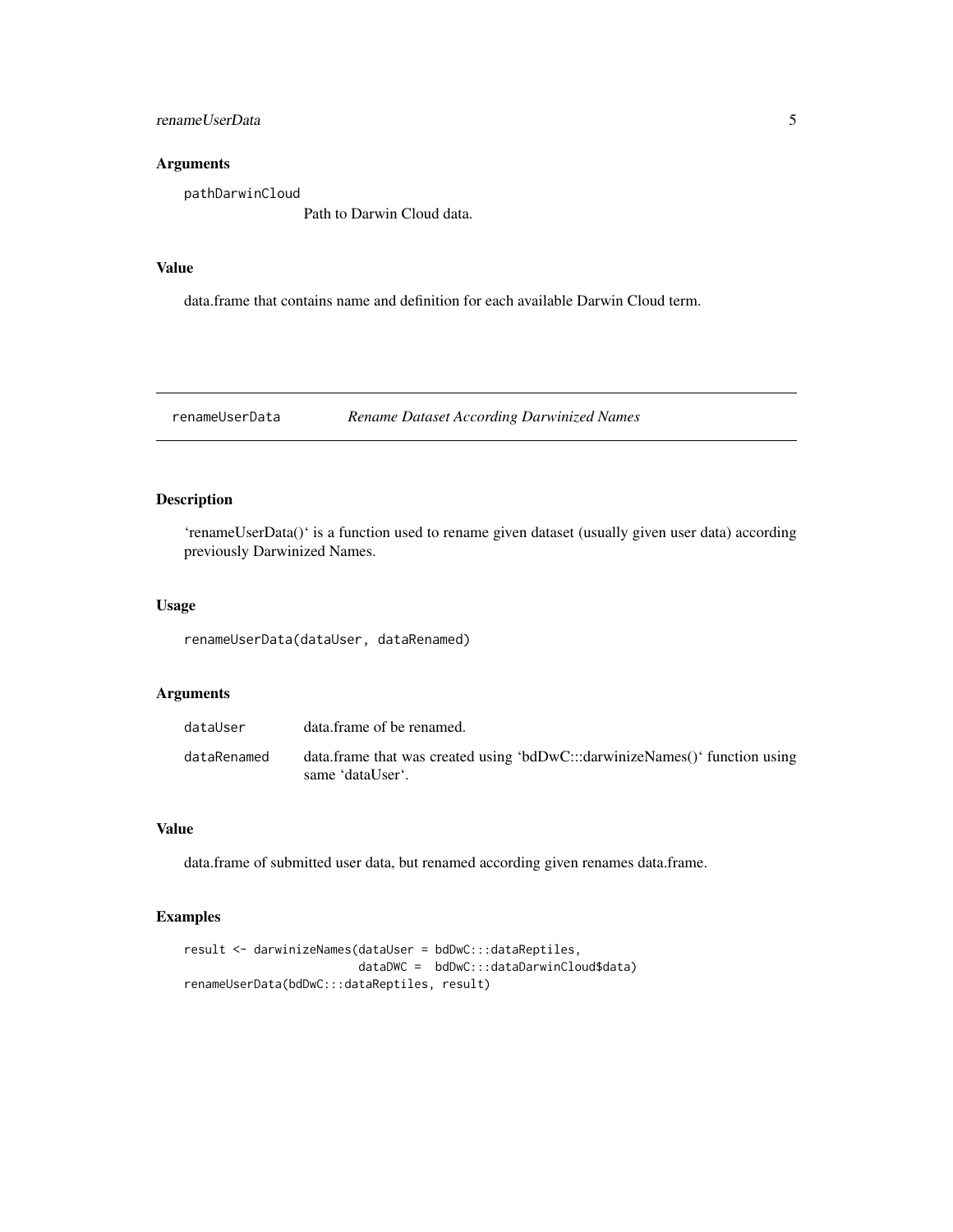## Arguments

pathDarwinCloud
: Path to Darwin Cloud data.

## Value

data.frame that contains name and definition for each available Darwin Cloud term.

---

# renameUserData — *Rename Dataset According Darwinized Names*

## Description

'renameUserData()' is a function used to rename given dataset (usually given user data) according previously Darwinized Names.

## Usage

```
renameUserData(dataUser, dataRenamed)
```

## Arguments

| | |
|---|---|
| dataUser | data.frame of be renamed. |
| dataRenamed | data.frame that was created using 'bdDwC:::darwinizeNames()' function using same 'dataUser'. |

## Value

data.frame of submitted user data, but renamed according given renames data.frame.

## Examples

```
result <- darwinizeNames(dataUser = bdDwC:::dataReptiles,
                         dataDWC =  bdDwC:::dataDarwinCloud$data)
renameUserData(bdDwC:::dataReptiles, result)
```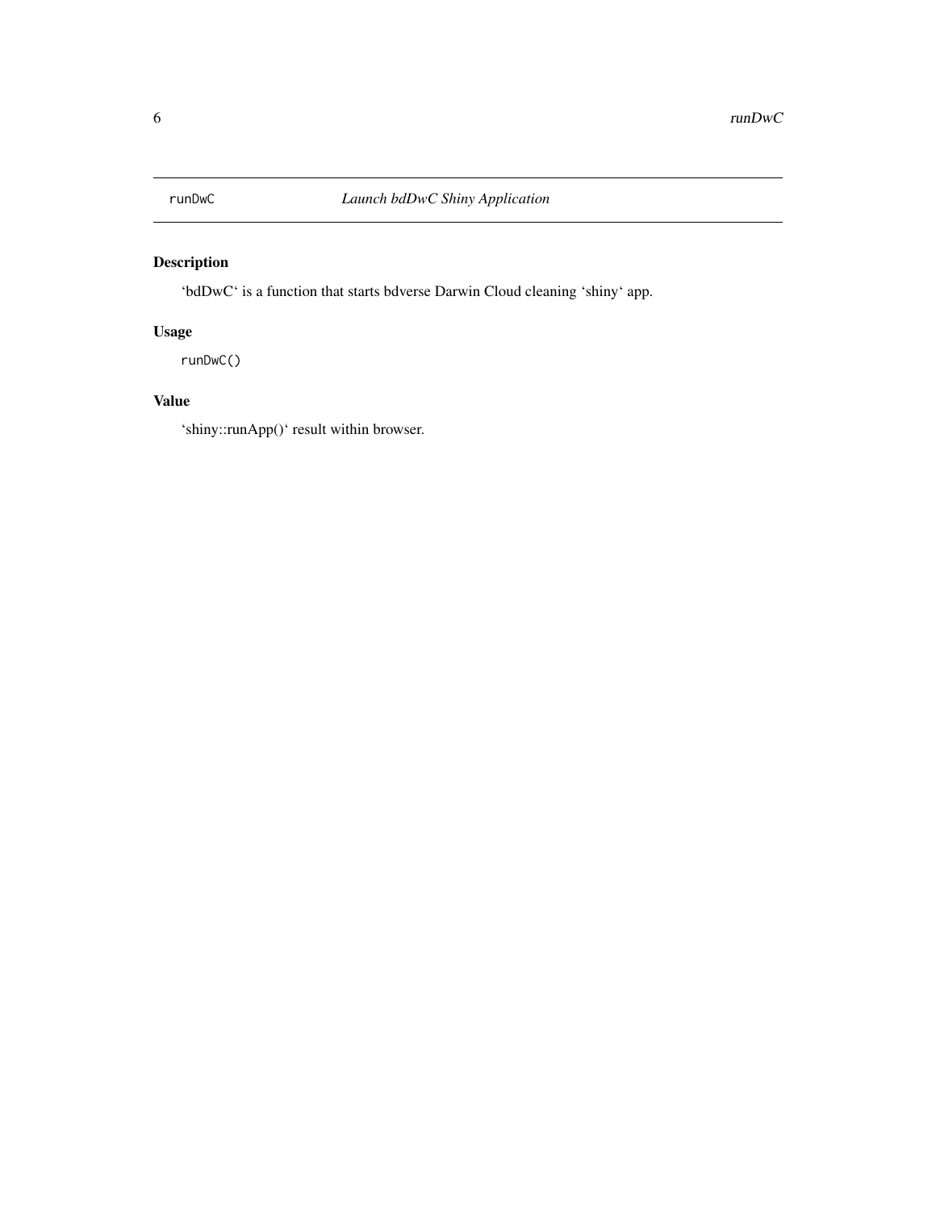runDwC *Launch bdDwC Shiny Application*

## Description

'bdDwC' is a function that starts bdverse Darwin Cloud cleaning 'shiny' app.

## Usage

```
runDwC()
```

## Value

'shiny::runApp()' result within browser.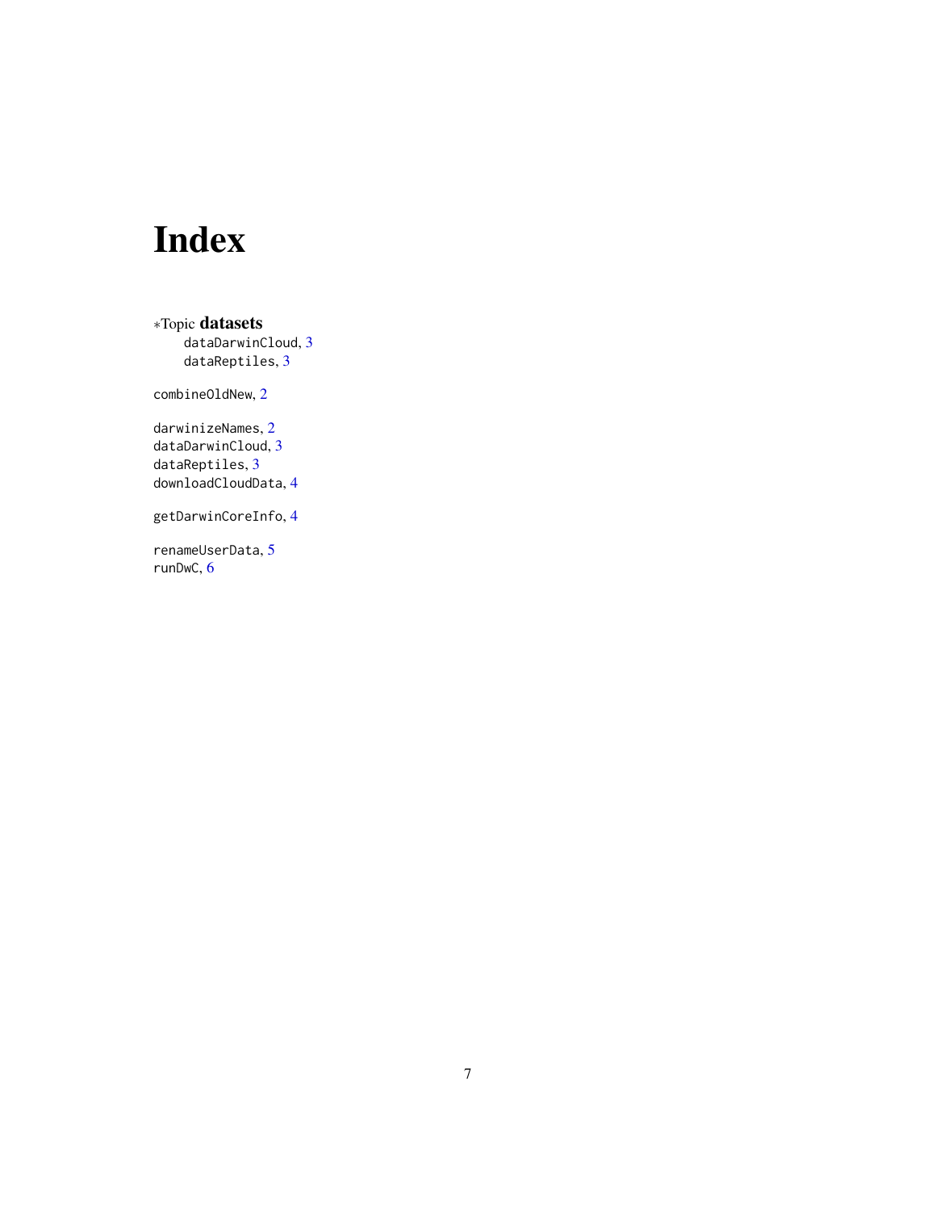# Index

*Topic **datasets**
- dataDarwinCloud, 3
- dataReptiles, 3

combineOldNew, 2

darwinizeNames, 2
dataDarwinCloud, 3
dataReptiles, 3
downloadCloudData, 4

getDarwinCoreInfo, 4

renameUserData, 5
runDwC, 6